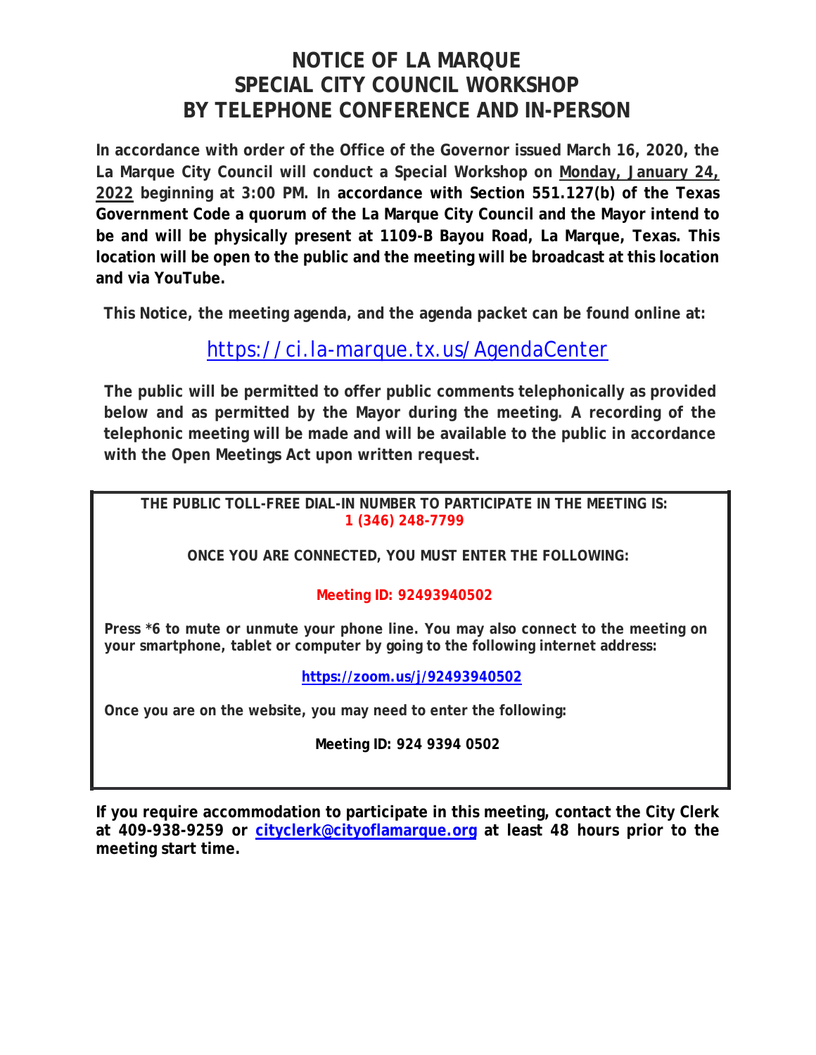# NOTICE OF LA MARQUE
# SPECIAL CITY COUNCIL WORKSHOP
# BY TELEPHONE CONFERENCE AND IN-PERSON

**In accordance with order of the Office of the Governor issued March 16, 2020, the La Marque City Council will conduct a Special Workshop on Monday, January 24, 2022 beginning at 3:00 PM. In accordance with Section 551.127(b) of the Texas Government Code a quorum of the La Marque City Council and the Mayor intend to be and will be physically present at 1109-B Bayou Road, La Marque, Texas. This location will be open to the public and the meeting will be broadcast at this location and via YouTube.**

**This Notice, the meeting agenda, and the agenda packet can be found online at:**

https://ci.la-marque.tx.us/AgendaCenter

**The public will be permitted to offer public comments telephonically as provided below and as permitted by the Mayor during the meeting. A recording of the telephonic meeting will be made and will be available to the public in accordance with the Open Meetings Act upon written request.**

**THE PUBLIC TOLL-FREE DIAL-IN NUMBER TO PARTICIPATE IN THE MEETING IS:**
**1 (346) 248-7799**

**ONCE YOU ARE CONNECTED, YOU MUST ENTER THE FOLLOWING:**

**Meeting ID: 92493940502**

**Press *6 to mute or unmute your phone line. You may also connect to the meeting on your smartphone, tablet or computer by going to the following internet address:**

**https://zoom.us/j/92493940502**

**Once you are on the website, you may need to enter the following:**

**Meeting ID: 924 9394 0502**

**If you require accommodation to participate in this meeting, contact the City Clerk at 409-938-9259 or cityclerk@cityoflamarque.org at least 48 hours prior to the meeting start time.**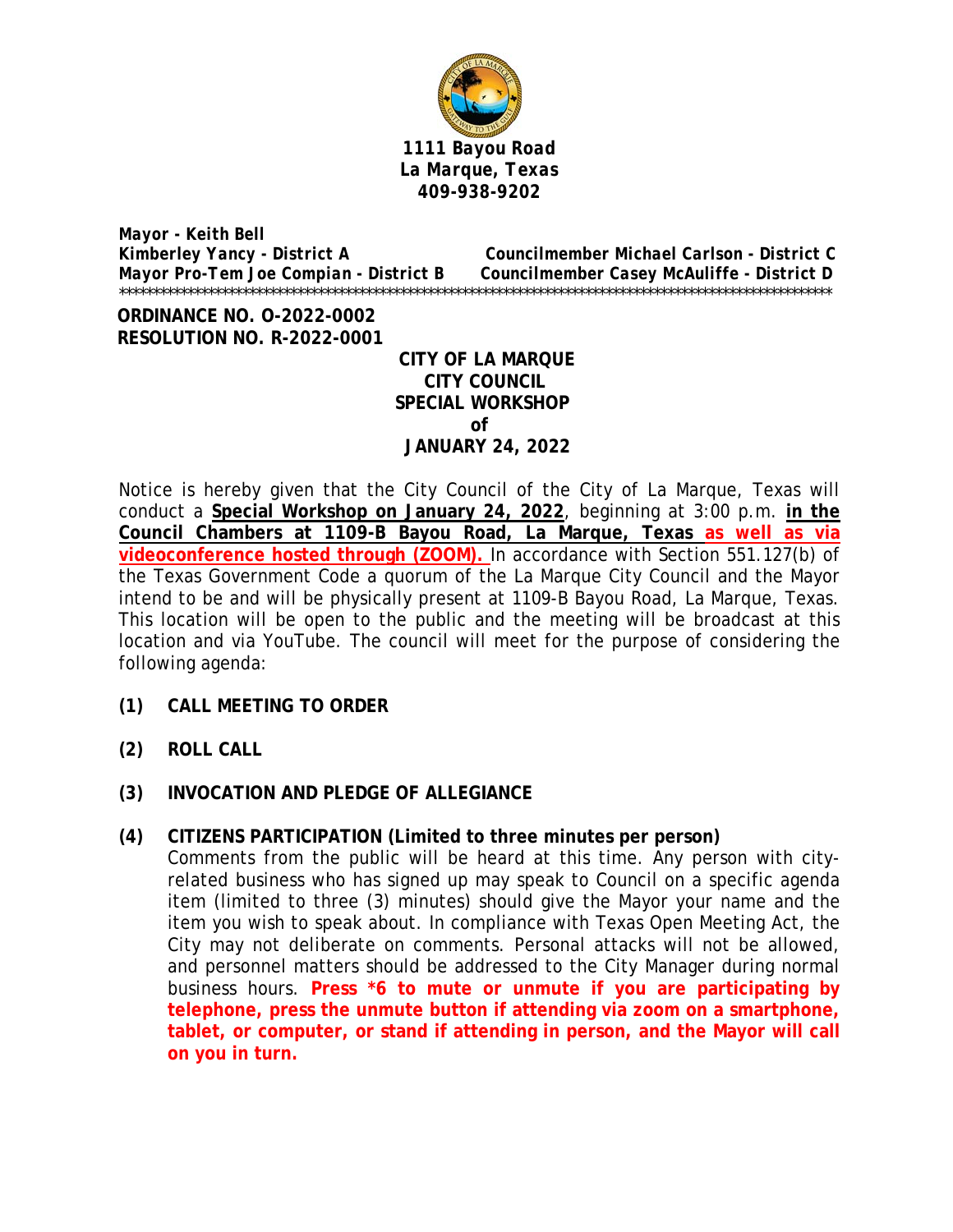**1111 Bayou Road**
**La Marque, Texas**
**409-938-9202**

***Mayor - Keith Bell***
***Kimberley Yancy - District A***
***Mayor Pro-Tem Joe Compian - District B***
***Councilmember Michael Carlson - District C***
***Councilmember Casey McAuliffe - District D***

\*\*\*\*\*\*\*\*\*\*\*\*\*\*\*\*\*\*\*\*\*\*\*\*\*\*\*\*\*\*\*\*\*\*\*\*\*\*\*\*\*\*\*\*\*\*\*\*\*\*\*\*\*\*\*\*\*\*\*\*\*\*\*\*\*\*\*\*\*\*\*\*\*\*\*\*\*\*\*\*\*\*\*\*\*\*\*\*\*\*\*\*\*\*\*\*\*\*\*\*

**ORDINANCE NO. O-2022-0002**
**RESOLUTION NO. R-2022-0001**

**CITY OF LA MARQUE**
**CITY COUNCIL**
**SPECIAL WORKSHOP**
**of**
**JANUARY 24, 2022**

Notice is hereby given that the City Council of the City of La Marque, Texas will conduct a **Special Workshop on January 24, 2022**, beginning at 3:00 p.m. **in the Council Chambers at 1109-B Bayou Road, La Marque, Texas as well as via videoconference hosted through (ZOOM).** In accordance with Section 551.127(b) of the Texas Government Code a quorum of the La Marque City Council and the Mayor intend to be and will be physically present at 1109-B Bayou Road, La Marque, Texas. This location will be open to the public and the meeting will be broadcast at this location and via YouTube. The council will meet for the purpose of considering the following agenda:

**(1) CALL MEETING TO ORDER**

**(2) ROLL CALL**

**(3) INVOCATION AND PLEDGE OF ALLEGIANCE**

**(4) CITIZENS PARTICIPATION (Limited to three minutes per person)**

Comments from the public will be heard at this time. Any person with city-related business who has signed up may speak to Council on a specific agenda item (limited to three (3) minutes) should give the Mayor your name and the item you wish to speak about. In compliance with Texas Open Meeting Act, the City may not deliberate on comments. Personal attacks will not be allowed, and personnel matters should be addressed to the City Manager during normal business hours. **Press *6 to mute or unmute if you are participating by telephone, press the unmute button if attending via zoom on a smartphone, tablet, or computer, or stand if attending in person, and the Mayor will call on you in turn.**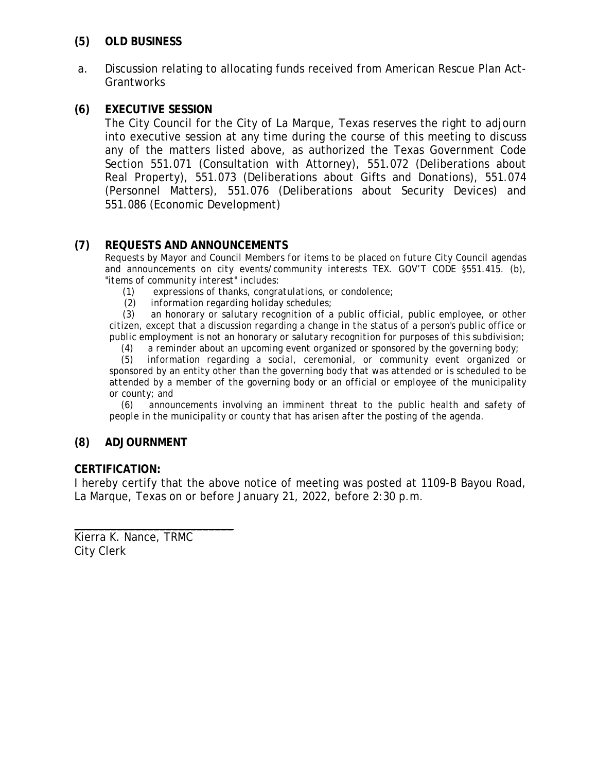## (5) OLD BUSINESS

a. Discussion relating to allocating funds received from American Rescue Plan Act-Grantworks

## (6) EXECUTIVE SESSION

The City Council for the City of La Marque, Texas reserves the right to adjourn into executive session at any time during the course of this meeting to discuss any of the matters listed above, as authorized the Texas Government Code Section 551.071 (Consultation with Attorney), 551.072 (Deliberations about Real Property), 551.073 (Deliberations about Gifts and Donations), 551.074 (Personnel Matters), 551.076 (Deliberations about Security Devices) and 551.086 (Economic Development)

## (7) REQUESTS AND ANNOUNCEMENTS

*Requests by Mayor and Council Members for items to be placed on future City Council agendas and announcements on city events/community interests TEX. GOV'T CODE §551.415. (b), "items of community interest" includes:*

*(1) expressions of thanks, congratulations, or condolence;*

*(2) information regarding holiday schedules;*

*(3) an honorary or salutary recognition of a public official, public employee, or other citizen, except that a discussion regarding a change in the status of a person's public office or public employment is not an honorary or salutary recognition for purposes of this subdivision;*

*(4) a reminder about an upcoming event organized or sponsored by the governing body;*

*(5) information regarding a social, ceremonial, or community event organized or sponsored by an entity other than the governing body that was attended or is scheduled to be attended by a member of the governing body or an official or employee of the municipality or county; and*

*(6) announcements involving an imminent threat to the public health and safety of people in the municipality or county that has arisen after the posting of the agenda.*

## (8) ADJOURNMENT

**CERTIFICATION:**

I hereby certify that the above notice of meeting was posted at 1109-B Bayou Road, La Marque, Texas on or before January 21, 2022, before 2:30 p.m.

\_\_\_\_\_\_\_\_\_\_\_\_\_\_\_\_\_\_\_\_\_\_\_\_\_\_

Kierra K. Nance, TRMC
City Clerk